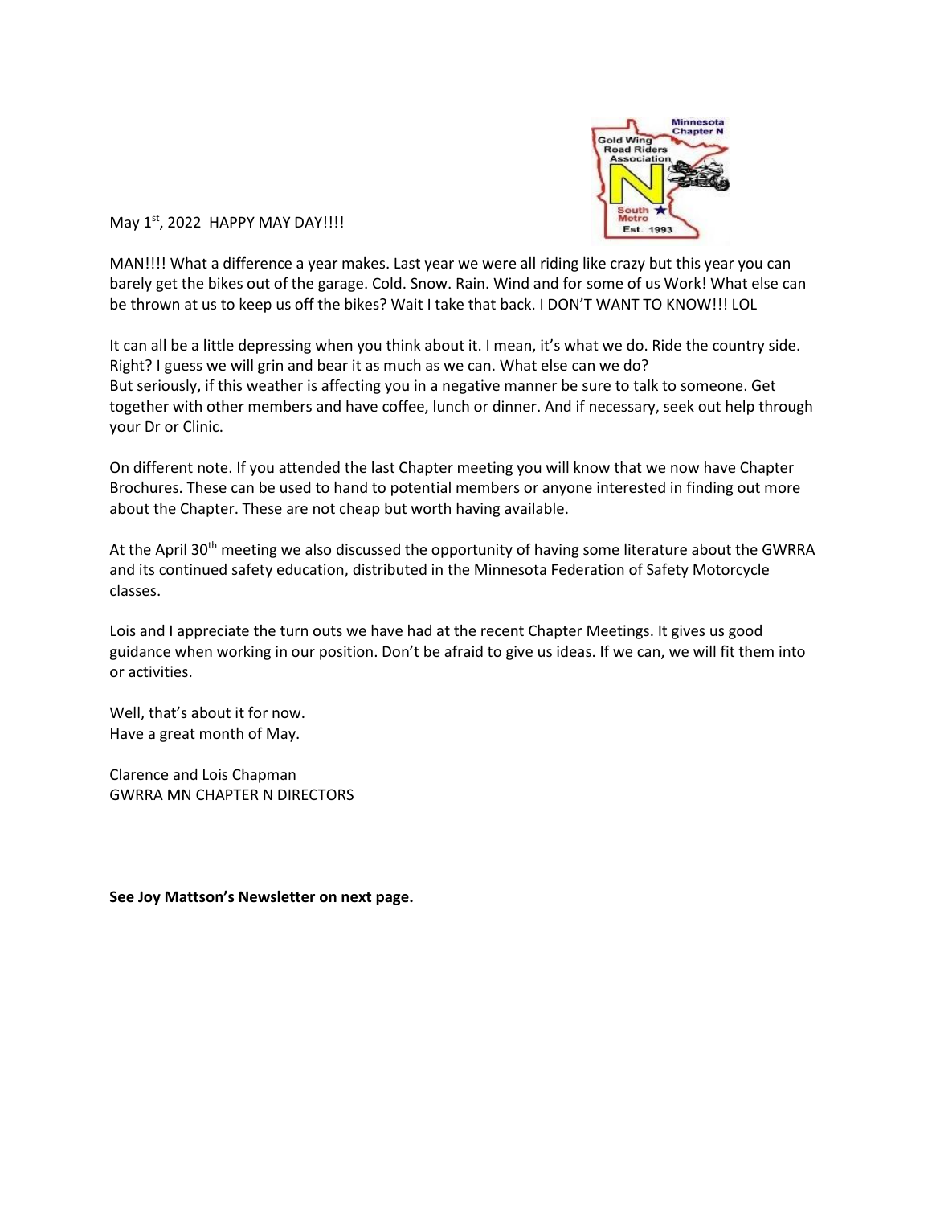May 1st, 2022 HAPPY MAY DAY!!!!

MAN!!!! What a difference a year makes. Last year we were all riding like crazy but this year you can barely get the bikes out of the garage. Cold. Snow. Rain. Wind and for some of us Work! What else can be thrown at us to keep us off the bikes? Wait I take that back. I DON'T WANT TO KNOW!!! LOL

It can all be a little depressing when you think about it. I mean, it's what we do. Ride the country side. Right? I guess we will grin and bear it as much as we can. What else can we do?
But seriously, if this weather is affecting you in a negative manner be sure to talk to someone. Get together with other members and have coffee, lunch or dinner. And if necessary, seek out help through your Dr or Clinic.

On different note. If you attended the last Chapter meeting you will know that we now have Chapter Brochures. These can be used to hand to potential members or anyone interested in finding out more about the Chapter. These are not cheap but worth having available.

At the April 30th meeting we also discussed the opportunity of having some literature about the GWRRA and its continued safety education, distributed in the Minnesota Federation of Safety Motorcycle classes.

Lois and I appreciate the turn outs we have had at the recent Chapter Meetings. It gives us good guidance when working in our position. Don't be afraid to give us ideas. If we can, we will fit them into or activities.

Well, that's about it for now.
Have a great month of May.

Clarence and Lois Chapman
GWRRA MN CHAPTER N DIRECTORS

**See Joy Mattson's Newsletter on next page.**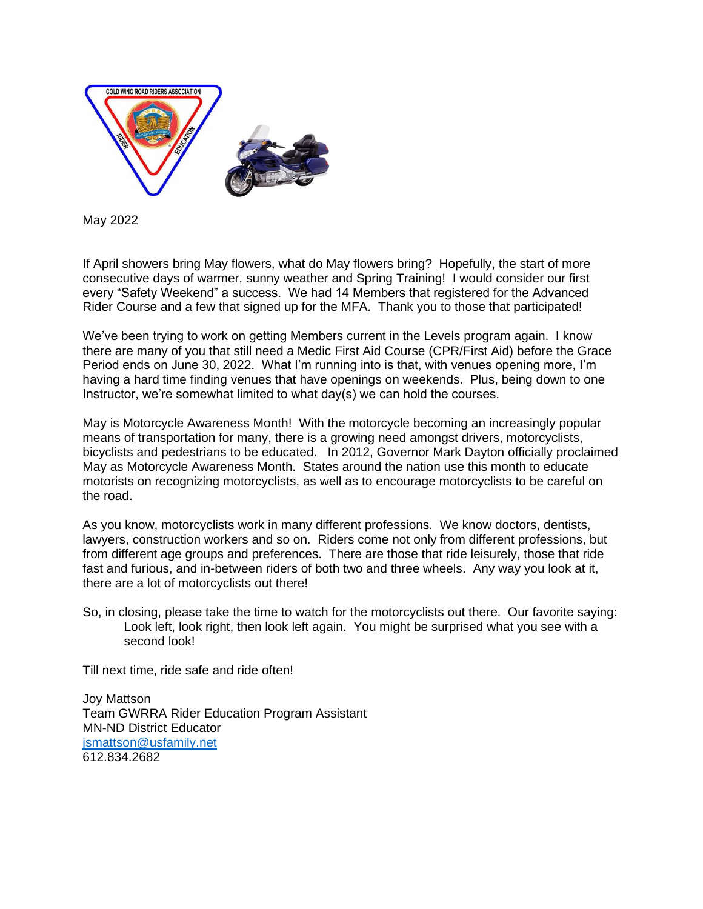May 2022

If April showers bring May flowers, what do May flowers bring? Hopefully, the start of more consecutive days of warmer, sunny weather and Spring Training! I would consider our first every "Safety Weekend" a success. We had 14 Members that registered for the Advanced Rider Course and a few that signed up for the MFA. Thank you to those that participated!

We've been trying to work on getting Members current in the Levels program again. I know there are many of you that still need a Medic First Aid Course (CPR/First Aid) before the Grace Period ends on June 30, 2022. What I'm running into is that, with venues opening more, I'm having a hard time finding venues that have openings on weekends. Plus, being down to one Instructor, we're somewhat limited to what day(s) we can hold the courses.

May is Motorcycle Awareness Month! With the motorcycle becoming an increasingly popular means of transportation for many, there is a growing need amongst drivers, motorcyclists, bicyclists and pedestrians to be educated. In 2012, Governor Mark Dayton officially proclaimed May as Motorcycle Awareness Month. States around the nation use this month to educate motorists on recognizing motorcyclists, as well as to encourage motorcyclists to be careful on the road.

As you know, motorcyclists work in many different professions. We know doctors, dentists, lawyers, construction workers and so on. Riders come not only from different professions, but from different age groups and preferences. There are those that ride leisurely, those that ride fast and furious, and in-between riders of both two and three wheels. Any way you look at it, there are a lot of motorcyclists out there!

So, in closing, please take the time to watch for the motorcyclists out there. Our favorite saying:

> Look left, look right, then look left again. You might be surprised what you see with a second look!

Till next time, ride safe and ride often!

Joy Mattson
Team GWRRA Rider Education Program Assistant
MN-ND District Educator
jsmattson@usfamily.net
612.834.2682